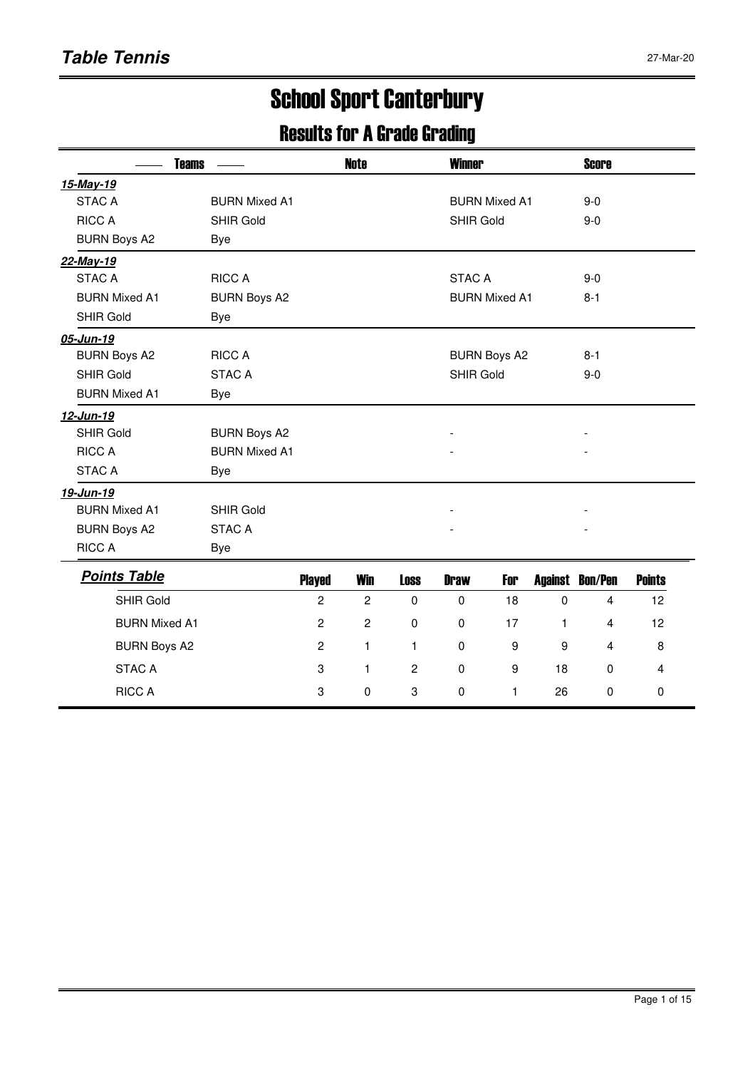**Table Tennis** 27-Mar-20

# School Sport Canterbury

## Results for A Grade Grading

| Teams | | Note | Winner | Score |
|---|---|---|---|---|
| ***15-May-19*** | | | | |
| STAC A | BURN Mixed A1 | | BURN Mixed A1 | 9-0 |
| RICC A | SHIR Gold | | SHIR Gold | 9-0 |
| BURN Boys A2 | Bye | | | |
| ***22-May-19*** | | | | |
| STAC A | RICC A | | STAC A | 9-0 |
| BURN Mixed A1 | BURN Boys A2 | | BURN Mixed A1 | 8-1 |
| SHIR Gold | Bye | | | |
| ***05-Jun-19*** | | | | |
| BURN Boys A2 | RICC A | | BURN Boys A2 | 8-1 |
| SHIR Gold | STAC A | | SHIR Gold | 9-0 |
| BURN Mixed A1 | Bye | | | |
| ***12-Jun-19*** | | | | |
| SHIR Gold | BURN Boys A2 | | - | - |
| RICC A | BURN Mixed A1 | | - | - |
| STAC A | Bye | | | |
| ***19-Jun-19*** | | | | |
| BURN Mixed A1 | SHIR Gold | | - | - |
| BURN Boys A2 | STAC A | | - | - |
| RICC A | Bye | | | |

**Points Table**

| | Played | Win | Loss | Draw | For | Against | Bon/Pen | Points |
|---|---|---|---|---|---|---|---|---|
| SHIR Gold | 2 | 2 | 0 | 0 | 18 | 0 | 4 | 12 |
| BURN Mixed A1 | 2 | 2 | 0 | 0 | 17 | 1 | 4 | 12 |
| BURN Boys A2 | 2 | 1 | 1 | 0 | 9 | 9 | 4 | 8 |
| STAC A | 3 | 1 | 2 | 0 | 9 | 18 | 0 | 4 |
| RICC A | 3 | 0 | 3 | 0 | 1 | 26 | 0 | 0 |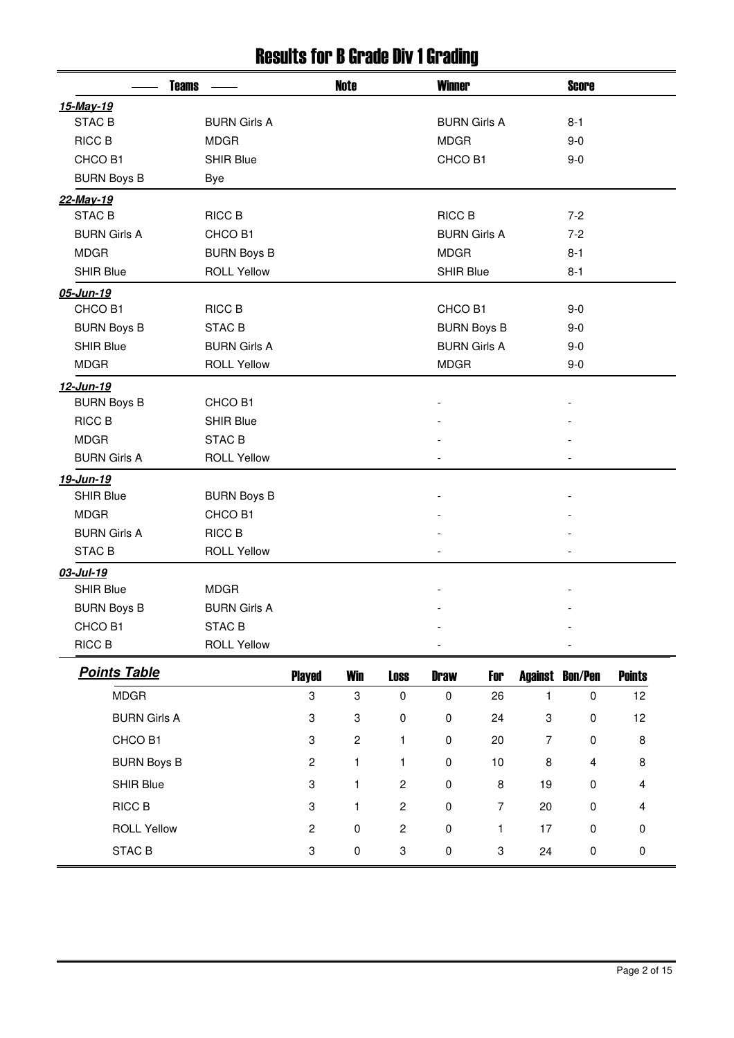# Results for B Grade Div 1 Grading

| Teams | | Note | Winner | Score |
|---|---|---|---|---|
| ***15-May-19*** | | | | |
| STAC B | BURN Girls A | | BURN Girls A | 8-1 |
| RICC B | MDGR | | MDGR | 9-0 |
| CHCO B1 | SHIR Blue | | CHCO B1 | 9-0 |
| BURN Boys B | Bye | | | |
| ***22-May-19*** | | | | |
| STAC B | RICC B | | RICC B | 7-2 |
| BURN Girls A | CHCO B1 | | BURN Girls A | 7-2 |
| MDGR | BURN Boys B | | MDGR | 8-1 |
| SHIR Blue | ROLL Yellow | | SHIR Blue | 8-1 |
| ***05-Jun-19*** | | | | |
| CHCO B1 | RICC B | | CHCO B1 | 9-0 |
| BURN Boys B | STAC B | | BURN Boys B | 9-0 |
| SHIR Blue | BURN Girls A | | BURN Girls A | 9-0 |
| MDGR | ROLL Yellow | | MDGR | 9-0 |
| ***12-Jun-19*** | | | | |
| BURN Boys B | CHCO B1 | | - | - |
| RICC B | SHIR Blue | | - | - |
| MDGR | STAC B | | - | - |
| BURN Girls A | ROLL Yellow | | - | - |
| ***19-Jun-19*** | | | | |
| SHIR Blue | BURN Boys B | | - | - |
| MDGR | CHCO B1 | | - | - |
| BURN Girls A | RICC B | | - | - |
| STAC B | ROLL Yellow | | - | - |
| ***03-Jul-19*** | | | | |
| SHIR Blue | MDGR | | - | - |
| BURN Boys B | BURN Girls A | | - | - |
| CHCO B1 | STAC B | | - | - |
| RICC B | ROLL Yellow | | - | - |

***Points Table***

| Team | Played | Win | Loss | Draw | For | Against | Bon/Pen | Points |
|---|---|---|---|---|---|---|---|---|
| MDGR | 3 | 3 | 0 | 0 | 26 | 1 | 0 | 12 |
| BURN Girls A | 3 | 3 | 0 | 0 | 24 | 3 | 0 | 12 |
| CHCO B1 | 3 | 2 | 1 | 0 | 20 | 7 | 0 | 8 |
| BURN Boys B | 2 | 1 | 1 | 0 | 10 | 8 | 4 | 8 |
| SHIR Blue | 3 | 1 | 2 | 0 | 8 | 19 | 0 | 4 |
| RICC B | 3 | 1 | 2 | 0 | 7 | 20 | 0 | 4 |
| ROLL Yellow | 2 | 0 | 2 | 0 | 1 | 17 | 0 | 0 |
| STAC B | 3 | 0 | 3 | 0 | 3 | 24 | 0 | 0 |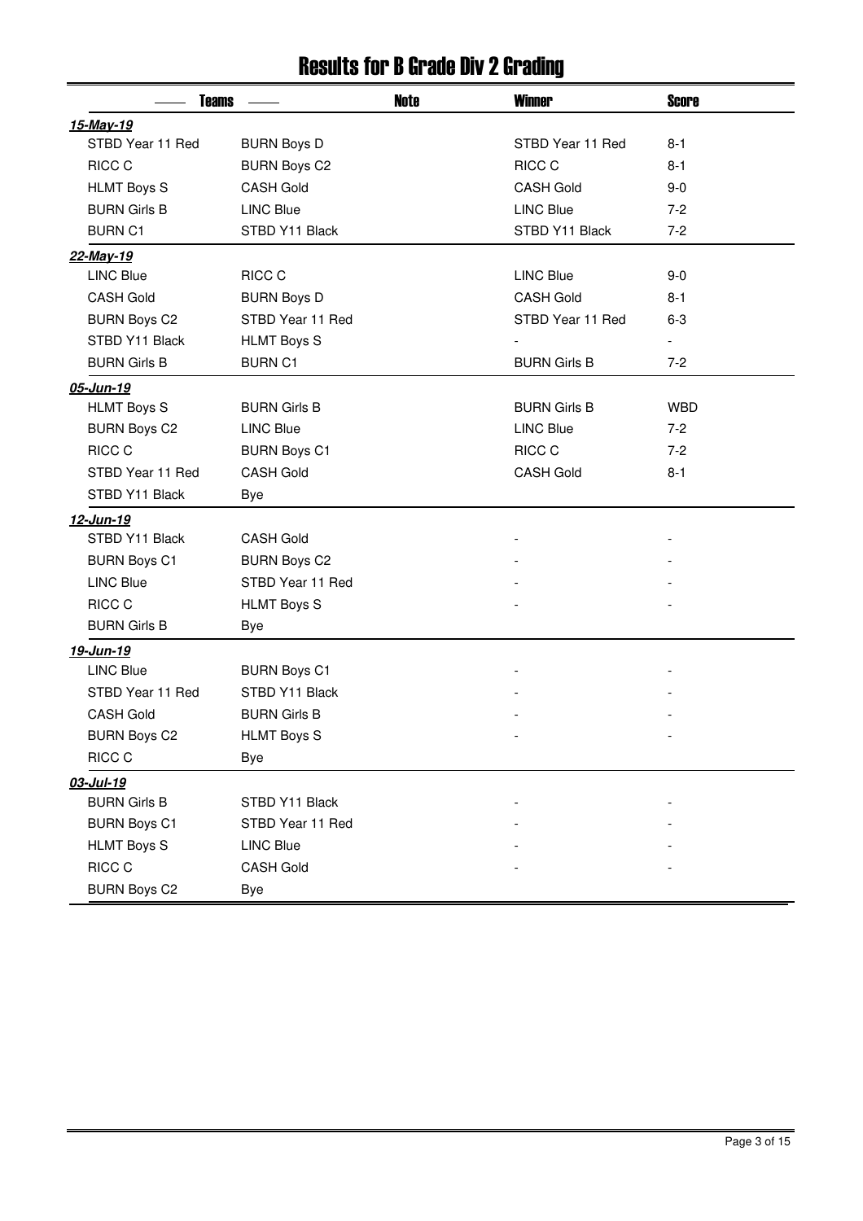# Results for B Grade Div 2 Grading

| Teams | | Note | Winner | Score |
|---|---|---|---|---|
| ***15-May-19*** | | | | |
| STBD Year 11 Red | BURN Boys D | | STBD Year 11 Red | 8-1 |
| RICC C | BURN Boys C2 | | RICC C | 8-1 |
| HLMT Boys S | CASH Gold | | CASH Gold | 9-0 |
| BURN Girls B | LINC Blue | | LINC Blue | 7-2 |
| BURN C1 | STBD Y11 Black | | STBD Y11 Black | 7-2 |
| ***22-May-19*** | | | | |
| LINC Blue | RICC C | | LINC Blue | 9-0 |
| CASH Gold | BURN Boys D | | CASH Gold | 8-1 |
| BURN Boys C2 | STBD Year 11 Red | | STBD Year 11 Red | 6-3 |
| STBD Y11 Black | HLMT Boys S | | - | - |
| BURN Girls B | BURN C1 | | BURN Girls B | 7-2 |
| ***05-Jun-19*** | | | | |
| HLMT Boys S | BURN Girls B | | BURN Girls B | WBD |
| BURN Boys C2 | LINC Blue | | LINC Blue | 7-2 |
| RICC C | BURN Boys C1 | | RICC C | 7-2 |
| STBD Year 11 Red | CASH Gold | | CASH Gold | 8-1 |
| STBD Y11 Black | Bye | | | |
| ***12-Jun-19*** | | | | |
| STBD Y11 Black | CASH Gold | | - | - |
| BURN Boys C1 | BURN Boys C2 | | - | - |
| LINC Blue | STBD Year 11 Red | | - | - |
| RICC C | HLMT Boys S | | - | - |
| BURN Girls B | Bye | | | |
| ***19-Jun-19*** | | | | |
| LINC Blue | BURN Boys C1 | | - | - |
| STBD Year 11 Red | STBD Y11 Black | | - | - |
| CASH Gold | BURN Girls B | | - | - |
| BURN Boys C2 | HLMT Boys S | | - | - |
| RICC C | Bye | | | |
| ***03-Jul-19*** | | | | |
| BURN Girls B | STBD Y11 Black | | - | - |
| BURN Boys C1 | STBD Year 11 Red | | - | - |
| HLMT Boys S | LINC Blue | | - | - |
| RICC C | CASH Gold | | - | - |
| BURN Boys C2 | Bye | | | |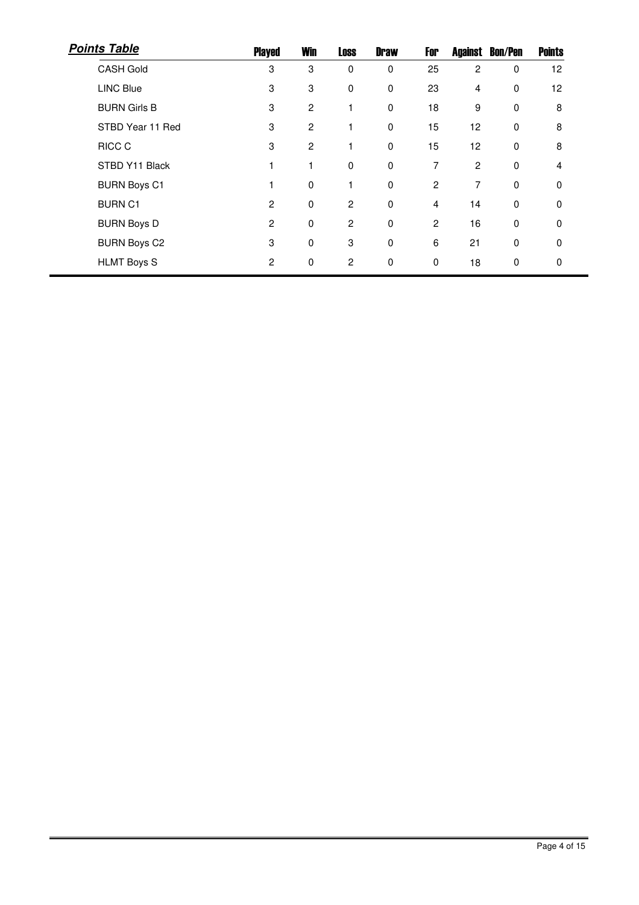***Points Table***

| | Played | Win | Loss | Draw | For | Against | Bon/Pen | Points |
|---|---|---|---|---|---|---|---|---|
| CASH Gold | 3 | 3 | 0 | 0 | 25 | 2 | 0 | 12 |
| LINC Blue | 3 | 3 | 0 | 0 | 23 | 4 | 0 | 12 |
| BURN Girls B | 3 | 2 | 1 | 0 | 18 | 9 | 0 | 8 |
| STBD Year 11 Red | 3 | 2 | 1 | 0 | 15 | 12 | 0 | 8 |
| RICC C | 3 | 2 | 1 | 0 | 15 | 12 | 0 | 8 |
| STBD Y11 Black | 1 | 1 | 0 | 0 | 7 | 2 | 0 | 4 |
| BURN Boys C1 | 1 | 0 | 1 | 0 | 2 | 7 | 0 | 0 |
| BURN C1 | 2 | 0 | 2 | 0 | 4 | 14 | 0 | 0 |
| BURN Boys D | 2 | 0 | 2 | 0 | 2 | 16 | 0 | 0 |
| BURN Boys C2 | 3 | 0 | 3 | 0 | 6 | 21 | 0 | 0 |
| HLMT Boys S | 2 | 0 | 2 | 0 | 0 | 18 | 0 | 0 |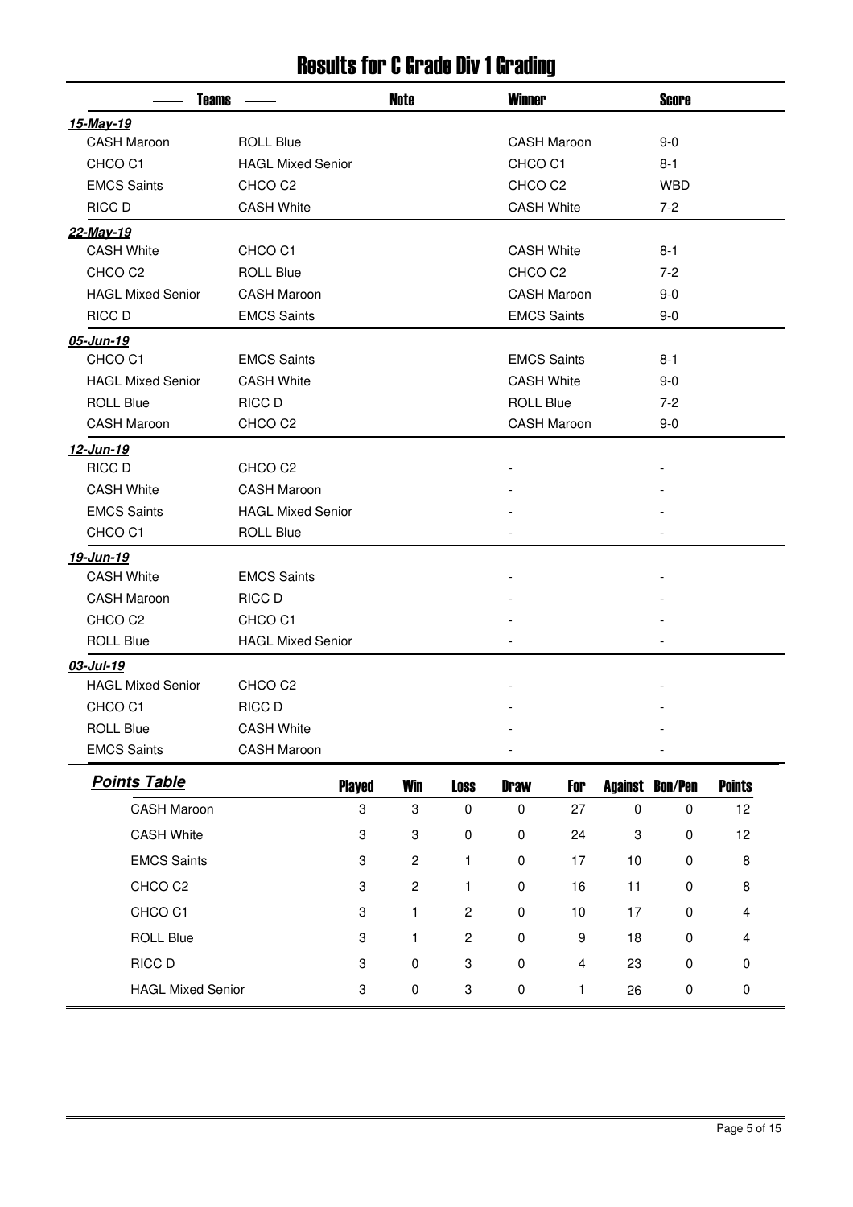# Results for C Grade Div 1 Grading

| Teams | | Note | Winner | Score |
|---|---|---|---|---|
| ***15-May-19*** | | | | |
| CASH Maroon | ROLL Blue | | CASH Maroon | 9-0 |
| CHCO C1 | HAGL Mixed Senior | | CHCO C1 | 8-1 |
| EMCS Saints | CHCO C2 | | CHCO C2 | WBD |
| RICC D | CASH White | | CASH White | 7-2 |
| ***22-May-19*** | | | | |
| CASH White | CHCO C1 | | CASH White | 8-1 |
| CHCO C2 | ROLL Blue | | CHCO C2 | 7-2 |
| HAGL Mixed Senior | CASH Maroon | | CASH Maroon | 9-0 |
| RICC D | EMCS Saints | | EMCS Saints | 9-0 |
| ***05-Jun-19*** | | | | |
| CHCO C1 | EMCS Saints | | EMCS Saints | 8-1 |
| HAGL Mixed Senior | CASH White | | CASH White | 9-0 |
| ROLL Blue | RICC D | | ROLL Blue | 7-2 |
| CASH Maroon | CHCO C2 | | CASH Maroon | 9-0 |
| ***12-Jun-19*** | | | | |
| RICC D | CHCO C2 | | - | - |
| CASH White | CASH Maroon | | - | - |
| EMCS Saints | HAGL Mixed Senior | | - | - |
| CHCO C1 | ROLL Blue | | - | - |
| ***19-Jun-19*** | | | | |
| CASH White | EMCS Saints | | - | - |
| CASH Maroon | RICC D | | - | - |
| CHCO C2 | CHCO C1 | | - | - |
| ROLL Blue | HAGL Mixed Senior | | - | - |
| ***03-Jul-19*** | | | | |
| HAGL Mixed Senior | CHCO C2 | | - | - |
| CHCO C1 | RICC D | | - | - |
| ROLL Blue | CASH White | | - | - |
| EMCS Saints | CASH Maroon | | - | - |

***Points Table***

| Team | Played | Win | Loss | Draw | For | Against | Bon/Pen | Points |
|---|---|---|---|---|---|---|---|---|
| CASH Maroon | 3 | 3 | 0 | 0 | 27 | 0 | 0 | 12 |
| CASH White | 3 | 3 | 0 | 0 | 24 | 3 | 0 | 12 |
| EMCS Saints | 3 | 2 | 1 | 0 | 17 | 10 | 0 | 8 |
| CHCO C2 | 3 | 2 | 1 | 0 | 16 | 11 | 0 | 8 |
| CHCO C1 | 3 | 1 | 2 | 0 | 10 | 17 | 0 | 4 |
| ROLL Blue | 3 | 1 | 2 | 0 | 9 | 18 | 0 | 4 |
| RICC D | 3 | 0 | 3 | 0 | 4 | 23 | 0 | 0 |
| HAGL Mixed Senior | 3 | 0 | 3 | 0 | 1 | 26 | 0 | 0 |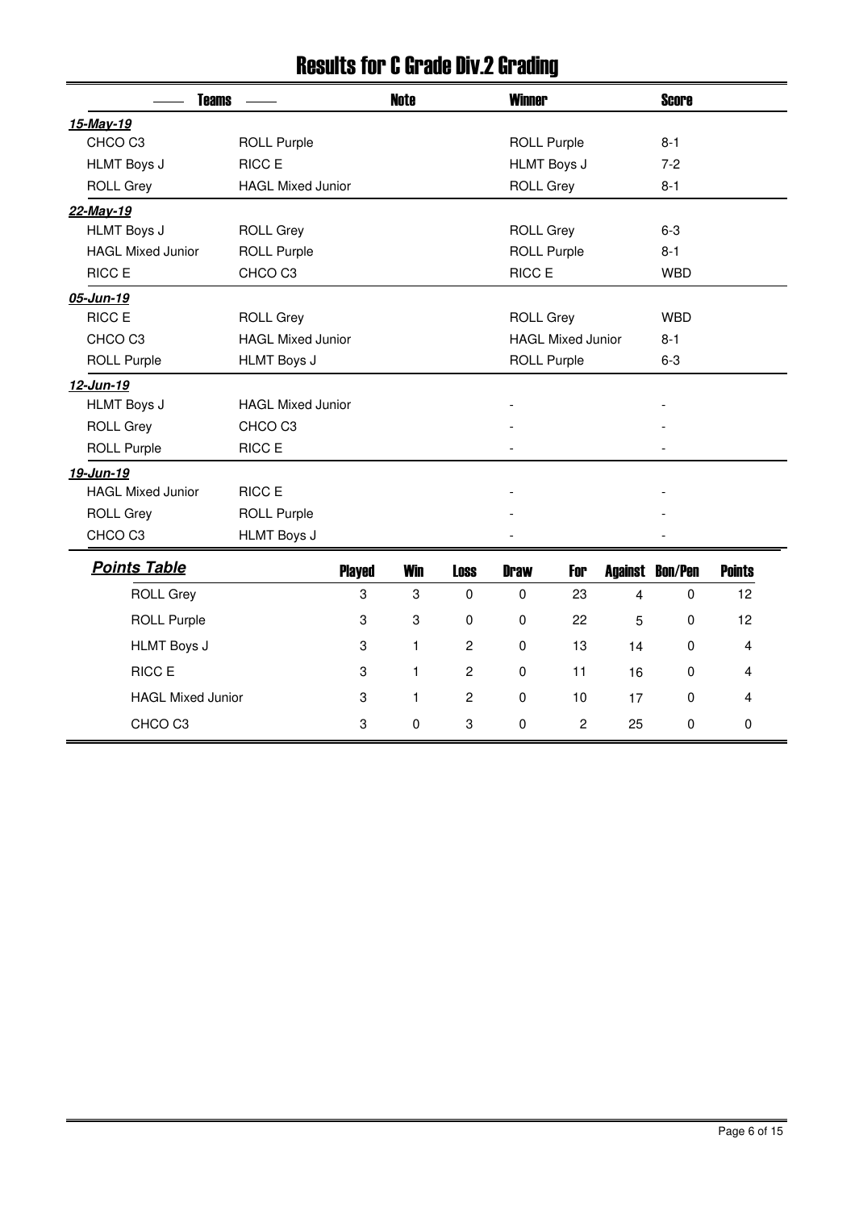# Results for C Grade Div.2 Grading

| Teams | | Note | Winner | Score |
|---|---|---|---|---|
| ***15-May-19*** | | | | |
| CHCO C3 | ROLL Purple | | ROLL Purple | 8-1 |
| HLMT Boys J | RICC E | | HLMT Boys J | 7-2 |
| ROLL Grey | HAGL Mixed Junior | | ROLL Grey | 8-1 |
| ***22-May-19*** | | | | |
| HLMT Boys J | ROLL Grey | | ROLL Grey | 6-3 |
| HAGL Mixed Junior | ROLL Purple | | ROLL Purple | 8-1 |
| RICC E | CHCO C3 | | RICC E | WBD |
| ***05-Jun-19*** | | | | |
| RICC E | ROLL Grey | | ROLL Grey | WBD |
| CHCO C3 | HAGL Mixed Junior | | HAGL Mixed Junior | 8-1 |
| ROLL Purple | HLMT Boys J | | ROLL Purple | 6-3 |
| ***12-Jun-19*** | | | | |
| HLMT Boys J | HAGL Mixed Junior | | - | - |
| ROLL Grey | CHCO C3 | | - | - |
| ROLL Purple | RICC E | | - | - |
| ***19-Jun-19*** | | | | |
| HAGL Mixed Junior | RICC E | | - | - |
| ROLL Grey | ROLL Purple | | - | - |
| CHCO C3 | HLMT Boys J | | - | - |

## Points Table

| Team | Played | Win | Loss | Draw | For | Against | Bon/Pen | Points |
|---|---|---|---|---|---|---|---|---|
| ROLL Grey | 3 | 3 | 0 | 0 | 23 | 4 | 0 | 12 |
| ROLL Purple | 3 | 3 | 0 | 0 | 22 | 5 | 0 | 12 |
| HLMT Boys J | 3 | 1 | 2 | 0 | 13 | 14 | 0 | 4 |
| RICC E | 3 | 1 | 2 | 0 | 11 | 16 | 0 | 4 |
| HAGL Mixed Junior | 3 | 1 | 2 | 0 | 10 | 17 | 0 | 4 |
| CHCO C3 | 3 | 0 | 3 | 0 | 2 | 25 | 0 | 0 |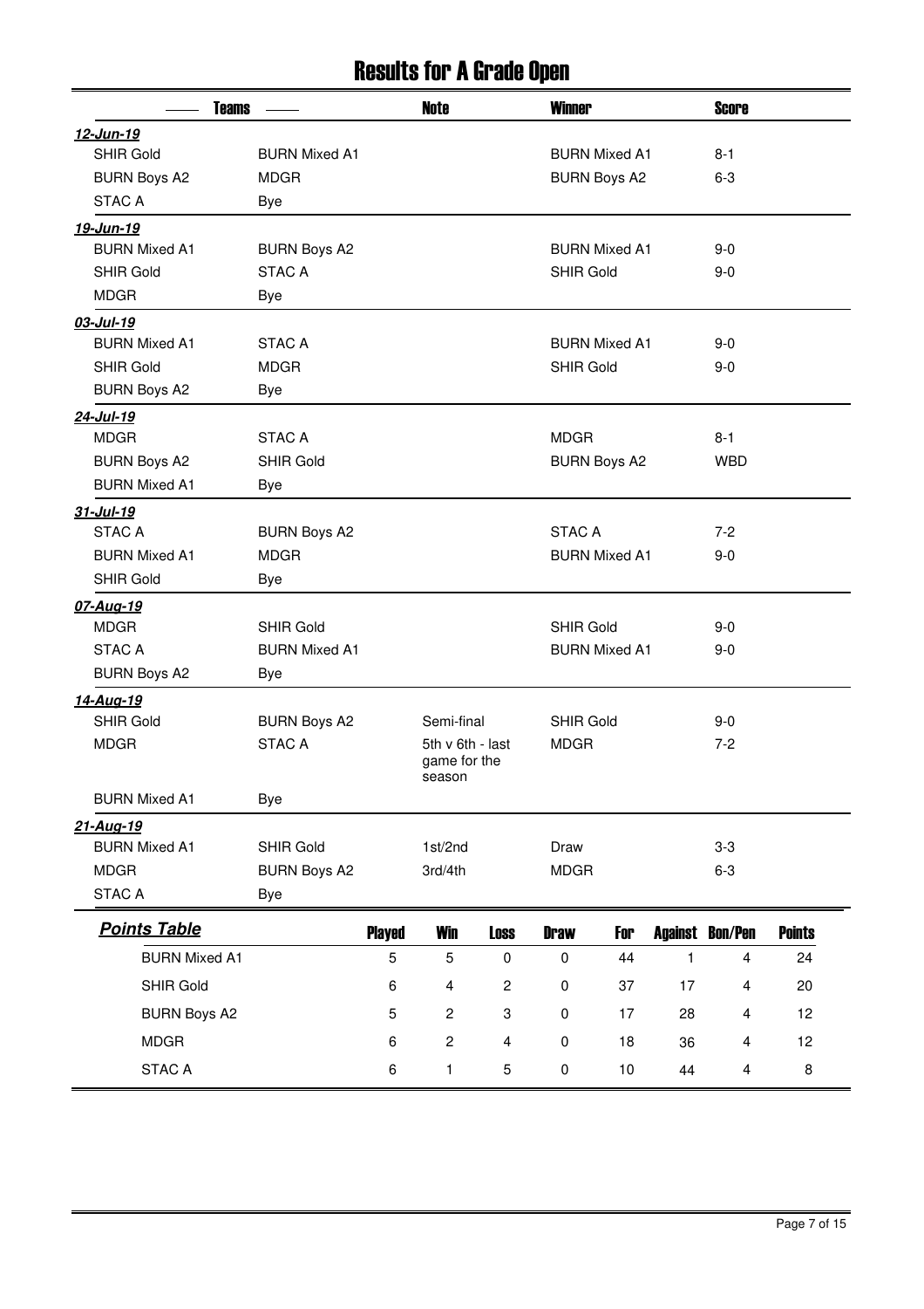# Results for A Grade Open

| Teams | | Note | Winner | Score |
|---|---|---|---|---|
| ***12-Jun-19*** | | | | |
| SHIR Gold | BURN Mixed A1 | | BURN Mixed A1 | 8-1 |
| BURN Boys A2 | MDGR | | BURN Boys A2 | 6-3 |
| STAC A | Bye | | | |
| ***19-Jun-19*** | | | | |
| BURN Mixed A1 | BURN Boys A2 | | BURN Mixed A1 | 9-0 |
| SHIR Gold | STAC A | | SHIR Gold | 9-0 |
| MDGR | Bye | | | |
| ***03-Jul-19*** | | | | |
| BURN Mixed A1 | STAC A | | BURN Mixed A1 | 9-0 |
| SHIR Gold | MDGR | | SHIR Gold | 9-0 |
| BURN Boys A2 | Bye | | | |
| ***24-Jul-19*** | | | | |
| MDGR | STAC A | | MDGR | 8-1 |
| BURN Boys A2 | SHIR Gold | | BURN Boys A2 | WBD |
| BURN Mixed A1 | Bye | | | |
| ***31-Jul-19*** | | | | |
| STAC A | BURN Boys A2 | | STAC A | 7-2 |
| BURN Mixed A1 | MDGR | | BURN Mixed A1 | 9-0 |
| SHIR Gold | Bye | | | |
| ***07-Aug-19*** | | | | |
| MDGR | SHIR Gold | | SHIR Gold | 9-0 |
| STAC A | BURN Mixed A1 | | BURN Mixed A1 | 9-0 |
| BURN Boys A2 | Bye | | | |
| ***14-Aug-19*** | | | | |
| SHIR Gold | BURN Boys A2 | Semi-final | SHIR Gold | 9-0 |
| MDGR | STAC A | 5th v 6th - last game for the season | MDGR | 7-2 |
| BURN Mixed A1 | Bye | | | |
| ***21-Aug-19*** | | | | |
| BURN Mixed A1 | SHIR Gold | 1st/2nd | Draw | 3-3 |
| MDGR | BURN Boys A2 | 3rd/4th | MDGR | 6-3 |
| STAC A | Bye | | | |

## *Points Table*

| | Played | Win | Loss | Draw | For | Against | Bon/Pen | Points |
|---|---|---|---|---|---|---|---|---|
| BURN Mixed A1 | 5 | 5 | 0 | 0 | 44 | 1 | 4 | 24 |
| SHIR Gold | 6 | 4 | 2 | 0 | 37 | 17 | 4 | 20 |
| BURN Boys A2 | 5 | 2 | 3 | 0 | 17 | 28 | 4 | 12 |
| MDGR | 6 | 2 | 4 | 0 | 18 | 36 | 4 | 12 |
| STAC A | 6 | 1 | 5 | 0 | 10 | 44 | 4 | 8 |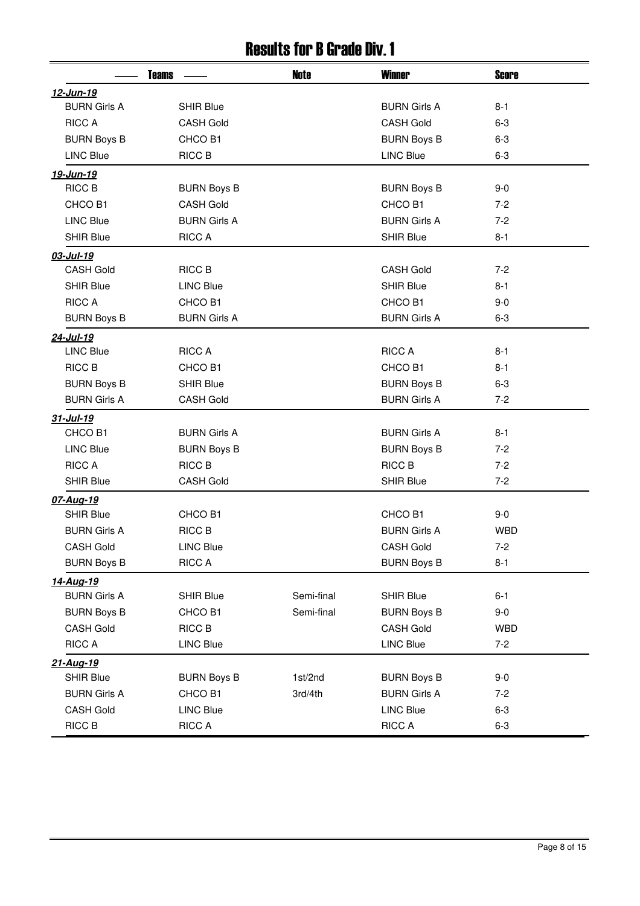# Results for B Grade Div. 1

| Teams | | Note | Winner | Score |
|---|---|---|---|---|
| ***12-Jun-19*** | | | | |
| BURN Girls A | SHIR Blue | | BURN Girls A | 8-1 |
| RICC A | CASH Gold | | CASH Gold | 6-3 |
| BURN Boys B | CHCO B1 | | BURN Boys B | 6-3 |
| LINC Blue | RICC B | | LINC Blue | 6-3 |
| ***19-Jun-19*** | | | | |
| RICC B | BURN Boys B | | BURN Boys B | 9-0 |
| CHCO B1 | CASH Gold | | CHCO B1 | 7-2 |
| LINC Blue | BURN Girls A | | BURN Girls A | 7-2 |
| SHIR Blue | RICC A | | SHIR Blue | 8-1 |
| ***03-Jul-19*** | | | | |
| CASH Gold | RICC B | | CASH Gold | 7-2 |
| SHIR Blue | LINC Blue | | SHIR Blue | 8-1 |
| RICC A | CHCO B1 | | CHCO B1 | 9-0 |
| BURN Boys B | BURN Girls A | | BURN Girls A | 6-3 |
| ***24-Jul-19*** | | | | |
| LINC Blue | RICC A | | RICC A | 8-1 |
| RICC B | CHCO B1 | | CHCO B1 | 8-1 |
| BURN Boys B | SHIR Blue | | BURN Boys B | 6-3 |
| BURN Girls A | CASH Gold | | BURN Girls A | 7-2 |
| ***31-Jul-19*** | | | | |
| CHCO B1 | BURN Girls A | | BURN Girls A | 8-1 |
| LINC Blue | BURN Boys B | | BURN Boys B | 7-2 |
| RICC A | RICC B | | RICC B | 7-2 |
| SHIR Blue | CASH Gold | | SHIR Blue | 7-2 |
| ***07-Aug-19*** | | | | |
| SHIR Blue | CHCO B1 | | CHCO B1 | 9-0 |
| BURN Girls A | RICC B | | BURN Girls A | WBD |
| CASH Gold | LINC Blue | | CASH Gold | 7-2 |
| BURN Boys B | RICC A | | BURN Boys B | 8-1 |
| ***14-Aug-19*** | | | | |
| BURN Girls A | SHIR Blue | Semi-final | SHIR Blue | 6-1 |
| BURN Boys B | CHCO B1 | Semi-final | BURN Boys B | 9-0 |
| CASH Gold | RICC B | | CASH Gold | WBD |
| RICC A | LINC Blue | | LINC Blue | 7-2 |
| ***21-Aug-19*** | | | | |
| SHIR Blue | BURN Boys B | 1st/2nd | BURN Boys B | 9-0 |
| BURN Girls A | CHCO B1 | 3rd/4th | BURN Girls A | 7-2 |
| CASH Gold | LINC Blue | | LINC Blue | 6-3 |
| RICC B | RICC A | | RICC A | 6-3 |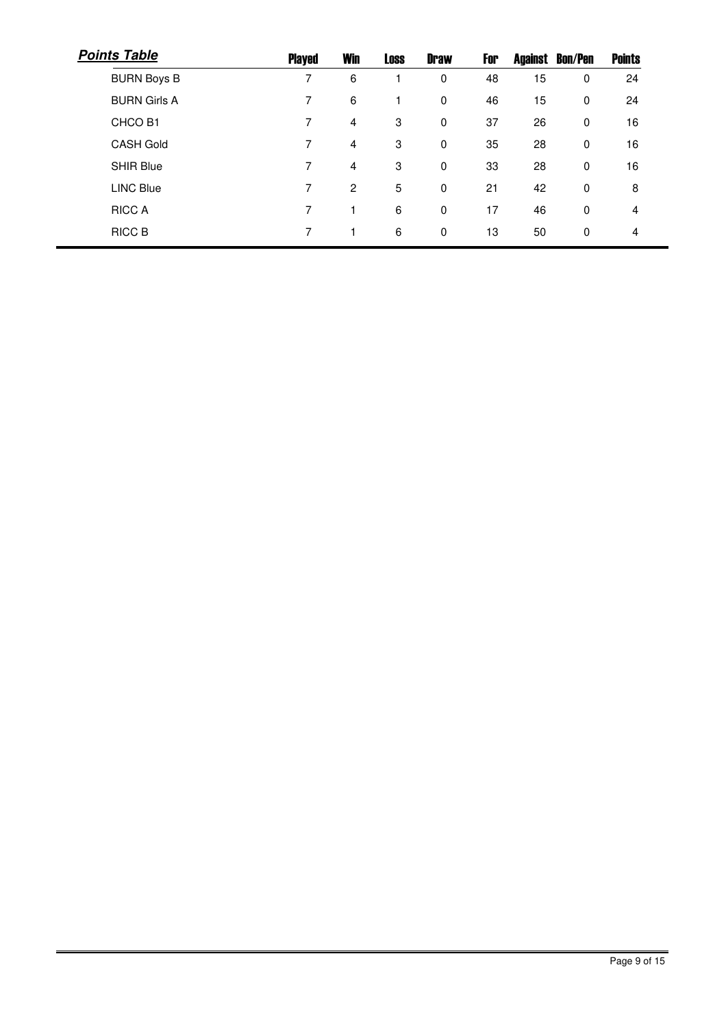***Points Table***

| | Played | Win | Loss | Draw | For | Against | Bon/Pen | Points |
|---|---|---|---|---|---|---|---|---|
| BURN Boys B | 7 | 6 | 1 | 0 | 48 | 15 | 0 | 24 |
| BURN Girls A | 7 | 6 | 1 | 0 | 46 | 15 | 0 | 24 |
| CHCO B1 | 7 | 4 | 3 | 0 | 37 | 26 | 0 | 16 |
| CASH Gold | 7 | 4 | 3 | 0 | 35 | 28 | 0 | 16 |
| SHIR Blue | 7 | 4 | 3 | 0 | 33 | 28 | 0 | 16 |
| LINC Blue | 7 | 2 | 5 | 0 | 21 | 42 | 0 | 8 |
| RICC A | 7 | 1 | 6 | 0 | 17 | 46 | 0 | 4 |
| RICC B | 7 | 1 | 6 | 0 | 13 | 50 | 0 | 4 |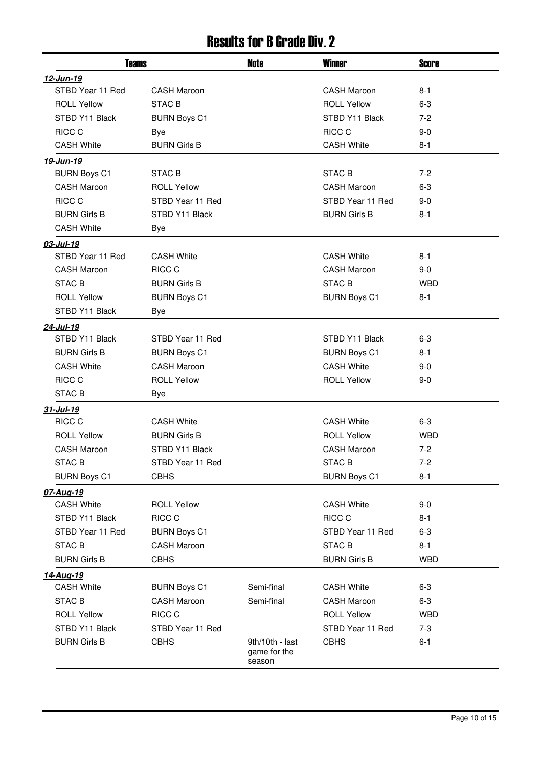# Results for B Grade Div. 2

| Teams | | Note | Winner | Score |
|---|---|---|---|---|
| ***12-Jun-19*** | | | | |
| STBD Year 11 Red | CASH Maroon | | CASH Maroon | 8-1 |
| ROLL Yellow | STAC B | | ROLL Yellow | 6-3 |
| STBD Y11 Black | BURN Boys C1 | | STBD Y11 Black | 7-2 |
| RICC C | Bye | | RICC C | 9-0 |
| CASH White | BURN Girls B | | CASH White | 8-1 |
| ***19-Jun-19*** | | | | |
| BURN Boys C1 | STAC B | | STAC B | 7-2 |
| CASH Maroon | ROLL Yellow | | CASH Maroon | 6-3 |
| RICC C | STBD Year 11 Red | | STBD Year 11 Red | 9-0 |
| BURN Girls B | STBD Y11 Black | | BURN Girls B | 8-1 |
| CASH White | Bye | | | |
| ***03-Jul-19*** | | | | |
| STBD Year 11 Red | CASH White | | CASH White | 8-1 |
| CASH Maroon | RICC C | | CASH Maroon | 9-0 |
| STAC B | BURN Girls B | | STAC B | WBD |
| ROLL Yellow | BURN Boys C1 | | BURN Boys C1 | 8-1 |
| STBD Y11 Black | Bye | | | |
| ***24-Jul-19*** | | | | |
| STBD Y11 Black | STBD Year 11 Red | | STBD Y11 Black | 6-3 |
| BURN Girls B | BURN Boys C1 | | BURN Boys C1 | 8-1 |
| CASH White | CASH Maroon | | CASH White | 9-0 |
| RICC C | ROLL Yellow | | ROLL Yellow | 9-0 |
| STAC B | Bye | | | |
| ***31-Jul-19*** | | | | |
| RICC C | CASH White | | CASH White | 6-3 |
| ROLL Yellow | BURN Girls B | | ROLL Yellow | WBD |
| CASH Maroon | STBD Y11 Black | | CASH Maroon | 7-2 |
| STAC B | STBD Year 11 Red | | STAC B | 7-2 |
| BURN Boys C1 | CBHS | | BURN Boys C1 | 8-1 |
| ***07-Aug-19*** | | | | |
| CASH White | ROLL Yellow | | CASH White | 9-0 |
| STBD Y11 Black | RICC C | | RICC C | 8-1 |
| STBD Year 11 Red | BURN Boys C1 | | STBD Year 11 Red | 6-3 |
| STAC B | CASH Maroon | | STAC B | 8-1 |
| BURN Girls B | CBHS | | BURN Girls B | WBD |
| ***14-Aug-19*** | | | | |
| CASH White | BURN Boys C1 | Semi-final | CASH White | 6-3 |
| STAC B | CASH Maroon | Semi-final | CASH Maroon | 6-3 |
| ROLL Yellow | RICC C | | ROLL Yellow | WBD |
| STBD Y11 Black | STBD Year 11 Red | | STBD Year 11 Red | 7-3 |
| BURN Girls B | CBHS | 9th/10th - last game for the season | CBHS | 6-1 |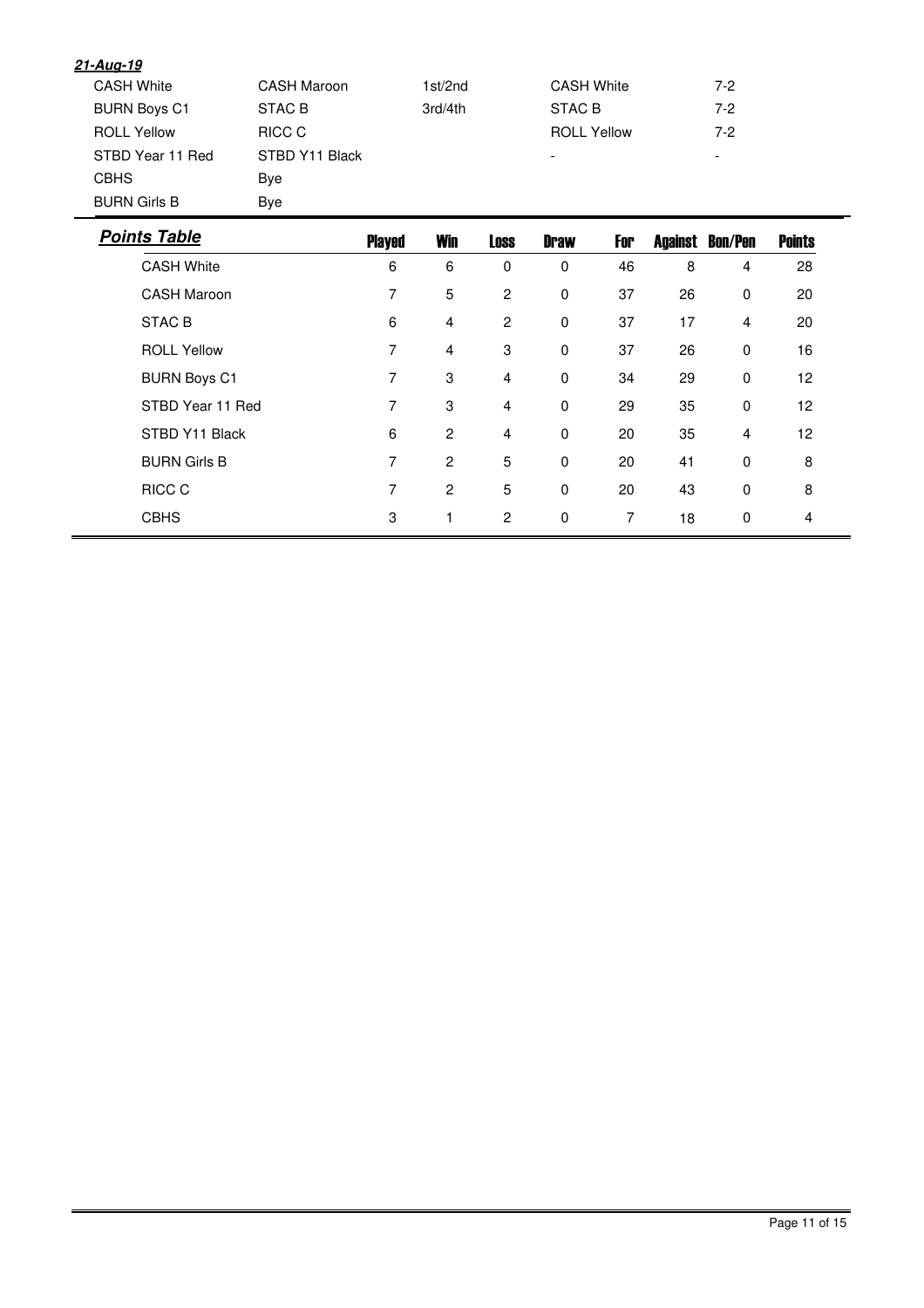***21-Aug-19***

| | | | | |
|---|---|---|---|---|
| CASH White | CASH Maroon | 1st/2nd | CASH White | 7-2 |
| BURN Boys C1 | STAC B | 3rd/4th | STAC B | 7-2 |
| ROLL Yellow | RICC C | | ROLL Yellow | 7-2 |
| STBD Year 11 Red | STBD Y11 Black | | - | - |
| CBHS | Bye | | | |
| BURN Girls B | Bye | | | |

***Points Table***

| | Played | Win | Loss | Draw | For | Against | Bon/Pen | Points |
|---|---|---|---|---|---|---|---|---|
| CASH White | 6 | 6 | 0 | 0 | 46 | 8 | 4 | 28 |
| CASH Maroon | 7 | 5 | 2 | 0 | 37 | 26 | 0 | 20 |
| STAC B | 6 | 4 | 2 | 0 | 37 | 17 | 4 | 20 |
| ROLL Yellow | 7 | 4 | 3 | 0 | 37 | 26 | 0 | 16 |
| BURN Boys C1 | 7 | 3 | 4 | 0 | 34 | 29 | 0 | 12 |
| STBD Year 11 Red | 7 | 3 | 4 | 0 | 29 | 35 | 0 | 12 |
| STBD Y11 Black | 6 | 2 | 4 | 0 | 20 | 35 | 4 | 12 |
| BURN Girls B | 7 | 2 | 5 | 0 | 20 | 41 | 0 | 8 |
| RICC C | 7 | 2 | 5 | 0 | 20 | 43 | 0 | 8 |
| CBHS | 3 | 1 | 2 | 0 | 7 | 18 | 0 | 4 |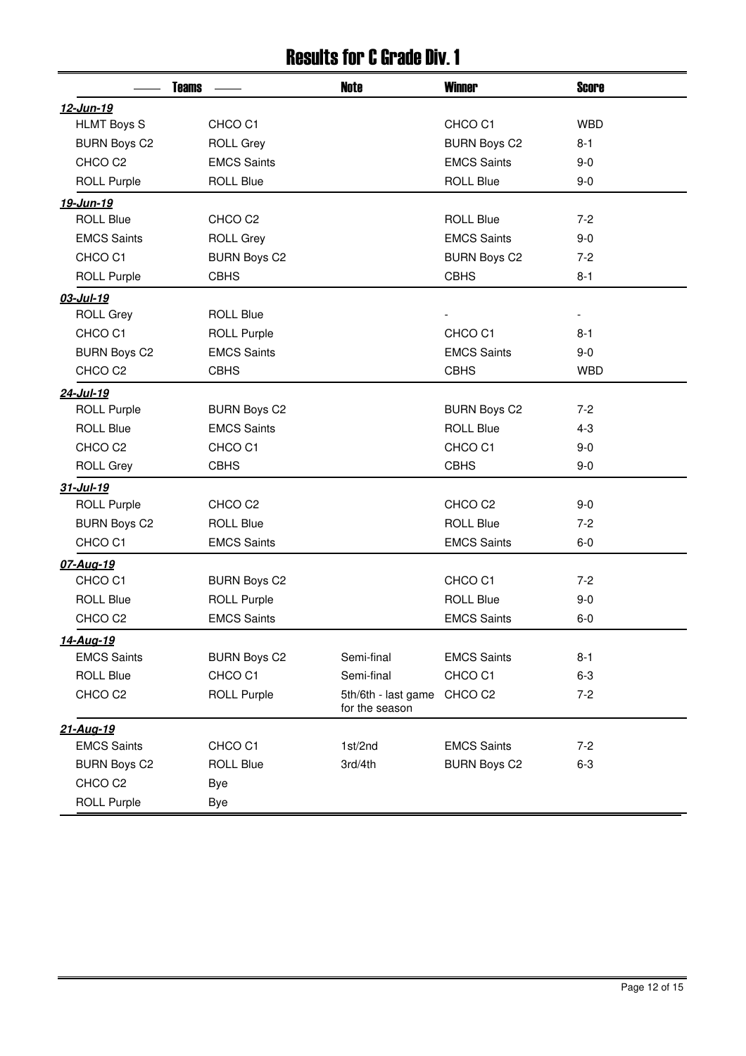# Results for C Grade Div. 1

| Teams | | Note | Winner | Score |
|---|---|---|---|---|
| ***12-Jun-19*** | | | | |
| HLMT Boys S | CHCO C1 | | CHCO C1 | WBD |
| BURN Boys C2 | ROLL Grey | | BURN Boys C2 | 8-1 |
| CHCO C2 | EMCS Saints | | EMCS Saints | 9-0 |
| ROLL Purple | ROLL Blue | | ROLL Blue | 9-0 |
| ***19-Jun-19*** | | | | |
| ROLL Blue | CHCO C2 | | ROLL Blue | 7-2 |
| EMCS Saints | ROLL Grey | | EMCS Saints | 9-0 |
| CHCO C1 | BURN Boys C2 | | BURN Boys C2 | 7-2 |
| ROLL Purple | CBHS | | CBHS | 8-1 |
| ***03-Jul-19*** | | | | |
| ROLL Grey | ROLL Blue | | - | - |
| CHCO C1 | ROLL Purple | | CHCO C1 | 8-1 |
| BURN Boys C2 | EMCS Saints | | EMCS Saints | 9-0 |
| CHCO C2 | CBHS | | CBHS | WBD |
| ***24-Jul-19*** | | | | |
| ROLL Purple | BURN Boys C2 | | BURN Boys C2 | 7-2 |
| ROLL Blue | EMCS Saints | | ROLL Blue | 4-3 |
| CHCO C2 | CHCO C1 | | CHCO C1 | 9-0 |
| ROLL Grey | CBHS | | CBHS | 9-0 |
| ***31-Jul-19*** | | | | |
| ROLL Purple | CHCO C2 | | CHCO C2 | 9-0 |
| BURN Boys C2 | ROLL Blue | | ROLL Blue | 7-2 |
| CHCO C1 | EMCS Saints | | EMCS Saints | 6-0 |
| ***07-Aug-19*** | | | | |
| CHCO C1 | BURN Boys C2 | | CHCO C1 | 7-2 |
| ROLL Blue | ROLL Purple | | ROLL Blue | 9-0 |
| CHCO C2 | EMCS Saints | | EMCS Saints | 6-0 |
| ***14-Aug-19*** | | | | |
| EMCS Saints | BURN Boys C2 | Semi-final | EMCS Saints | 8-1 |
| ROLL Blue | CHCO C1 | Semi-final | CHCO C1 | 6-3 |
| CHCO C2 | ROLL Purple | 5th/6th - last game for the season | CHCO C2 | 7-2 |
| ***21-Aug-19*** | | | | |
| EMCS Saints | CHCO C1 | 1st/2nd | EMCS Saints | 7-2 |
| BURN Boys C2 | ROLL Blue | 3rd/4th | BURN Boys C2 | 6-3 |
| CHCO C2 | Bye | | | |
| ROLL Purple | Bye | | | |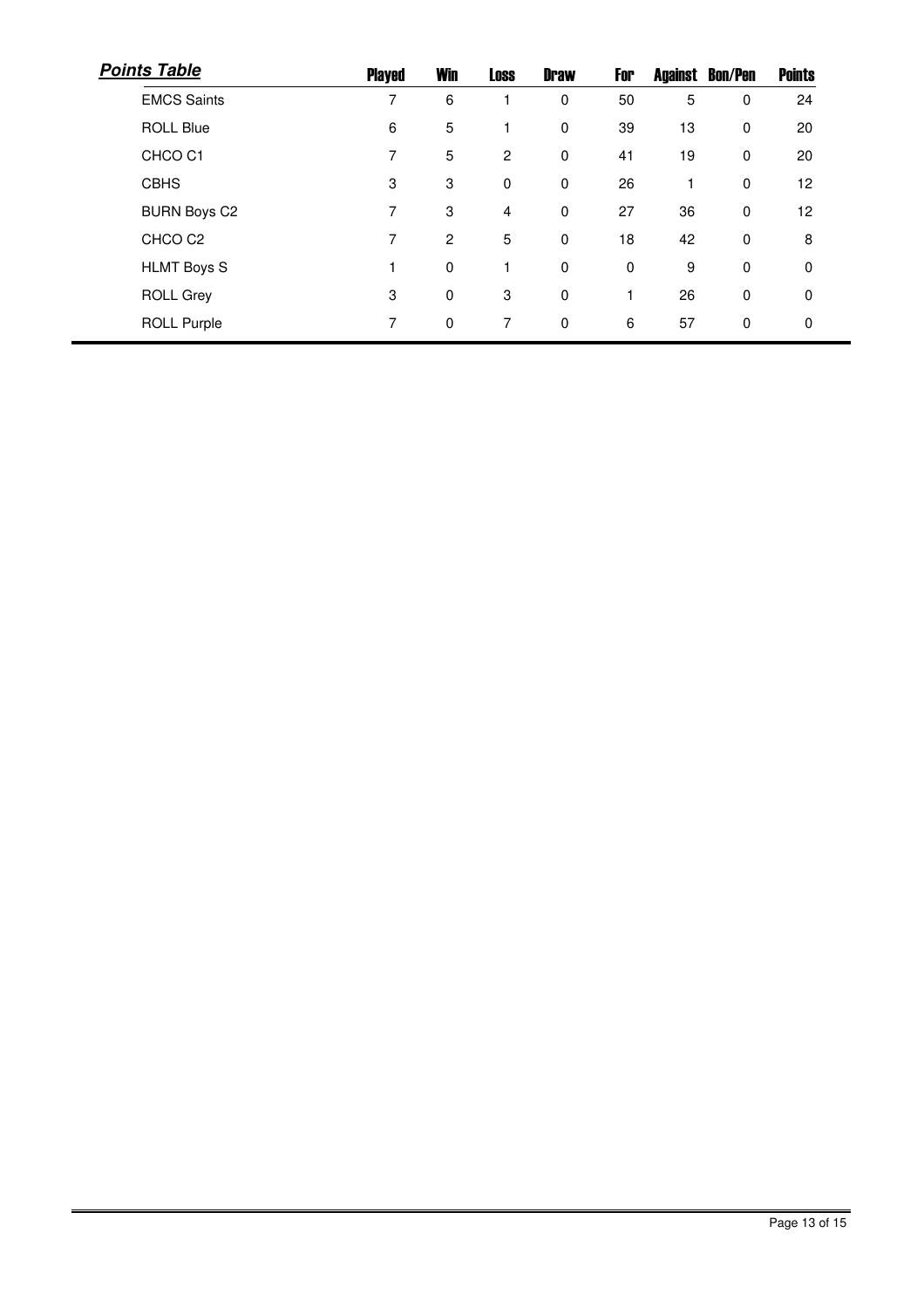## ***Points Table***

| | Played | Win | Loss | Draw | For | Against | Bon/Pen | Points |
|---|---|---|---|---|---|---|---|---|
| EMCS Saints | 7 | 6 | 1 | 0 | 50 | 5 | 0 | 24 |
| ROLL Blue | 6 | 5 | 1 | 0 | 39 | 13 | 0 | 20 |
| CHCO C1 | 7 | 5 | 2 | 0 | 41 | 19 | 0 | 20 |
| CBHS | 3 | 3 | 0 | 0 | 26 | 1 | 0 | 12 |
| BURN Boys C2 | 7 | 3 | 4 | 0 | 27 | 36 | 0 | 12 |
| CHCO C2 | 7 | 2 | 5 | 0 | 18 | 42 | 0 | 8 |
| HLMT Boys S | 1 | 0 | 1 | 0 | 0 | 9 | 0 | 0 |
| ROLL Grey | 3 | 0 | 3 | 0 | 1 | 26 | 0 | 0 |
| ROLL Purple | 7 | 0 | 7 | 0 | 6 | 57 | 0 | 0 |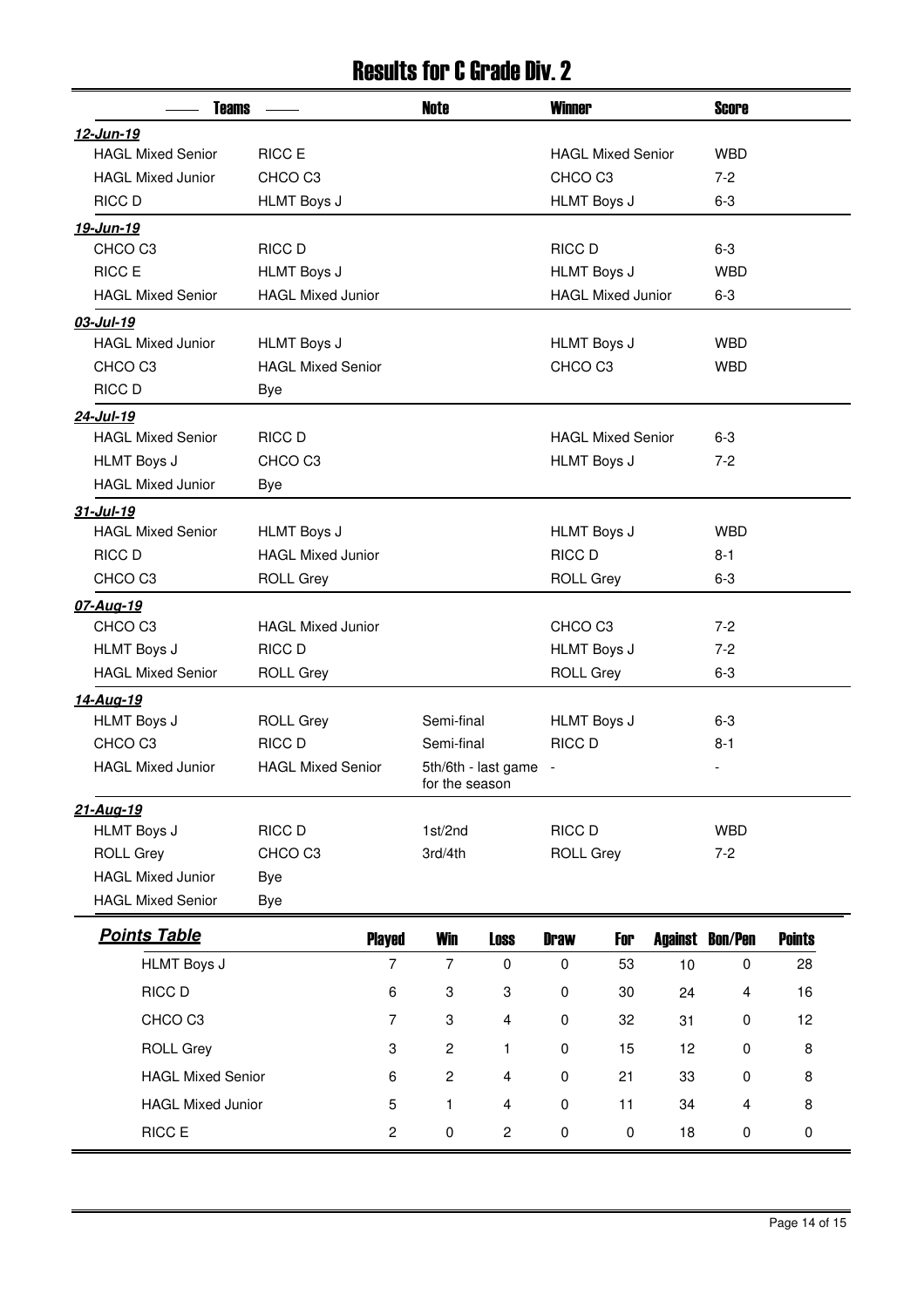# Results for C Grade Div. 2

| Teams | | Note | Winner | Score |
|---|---|---|---|---|
| ***12-Jun-19*** | | | | |
| HAGL Mixed Senior | RICC E | | HAGL Mixed Senior | WBD |
| HAGL Mixed Junior | CHCO C3 | | CHCO C3 | 7-2 |
| RICC D | HLMT Boys J | | HLMT Boys J | 6-3 |
| ***19-Jun-19*** | | | | |
| CHCO C3 | RICC D | | RICC D | 6-3 |
| RICC E | HLMT Boys J | | HLMT Boys J | WBD |
| HAGL Mixed Senior | HAGL Mixed Junior | | HAGL Mixed Junior | 6-3 |
| ***03-Jul-19*** | | | | |
| HAGL Mixed Junior | HLMT Boys J | | HLMT Boys J | WBD |
| CHCO C3 | HAGL Mixed Senior | | CHCO C3 | WBD |
| RICC D | Bye | | | |
| ***24-Jul-19*** | | | | |
| HAGL Mixed Senior | RICC D | | HAGL Mixed Senior | 6-3 |
| HLMT Boys J | CHCO C3 | | HLMT Boys J | 7-2 |
| HAGL Mixed Junior | Bye | | | |
| ***31-Jul-19*** | | | | |
| HAGL Mixed Senior | HLMT Boys J | | HLMT Boys J | WBD |
| RICC D | HAGL Mixed Junior | | RICC D | 8-1 |
| CHCO C3 | ROLL Grey | | ROLL Grey | 6-3 |
| ***07-Aug-19*** | | | | |
| CHCO C3 | HAGL Mixed Junior | | CHCO C3 | 7-2 |
| HLMT Boys J | RICC D | | HLMT Boys J | 7-2 |
| HAGL Mixed Senior | ROLL Grey | | ROLL Grey | 6-3 |
| ***14-Aug-19*** | | | | |
| HLMT Boys J | ROLL Grey | Semi-final | HLMT Boys J | 6-3 |
| CHCO C3 | RICC D | Semi-final | RICC D | 8-1 |
| HAGL Mixed Junior | HAGL Mixed Senior | 5th/6th - last game for the season | - | - |
| ***21-Aug-19*** | | | | |
| HLMT Boys J | RICC D | 1st/2nd | RICC D | WBD |
| ROLL Grey | CHCO C3 | 3rd/4th | ROLL Grey | 7-2 |
| HAGL Mixed Junior | Bye | | | |
| HAGL Mixed Senior | Bye | | | |

## ***Points Table***

| Team | Played | Win | Loss | Draw | For | Against | Bon/Pen | Points |
|---|---|---|---|---|---|---|---|---|
| HLMT Boys J | 7 | 7 | 0 | 0 | 53 | 10 | 0 | 28 |
| RICC D | 6 | 3 | 3 | 0 | 30 | 24 | 4 | 16 |
| CHCO C3 | 7 | 3 | 4 | 0 | 32 | 31 | 0 | 12 |
| ROLL Grey | 3 | 2 | 1 | 0 | 15 | 12 | 0 | 8 |
| HAGL Mixed Senior | 6 | 2 | 4 | 0 | 21 | 33 | 0 | 8 |
| HAGL Mixed Junior | 5 | 1 | 4 | 0 | 11 | 34 | 4 | 8 |
| RICC E | 2 | 0 | 2 | 0 | 0 | 18 | 0 | 0 |